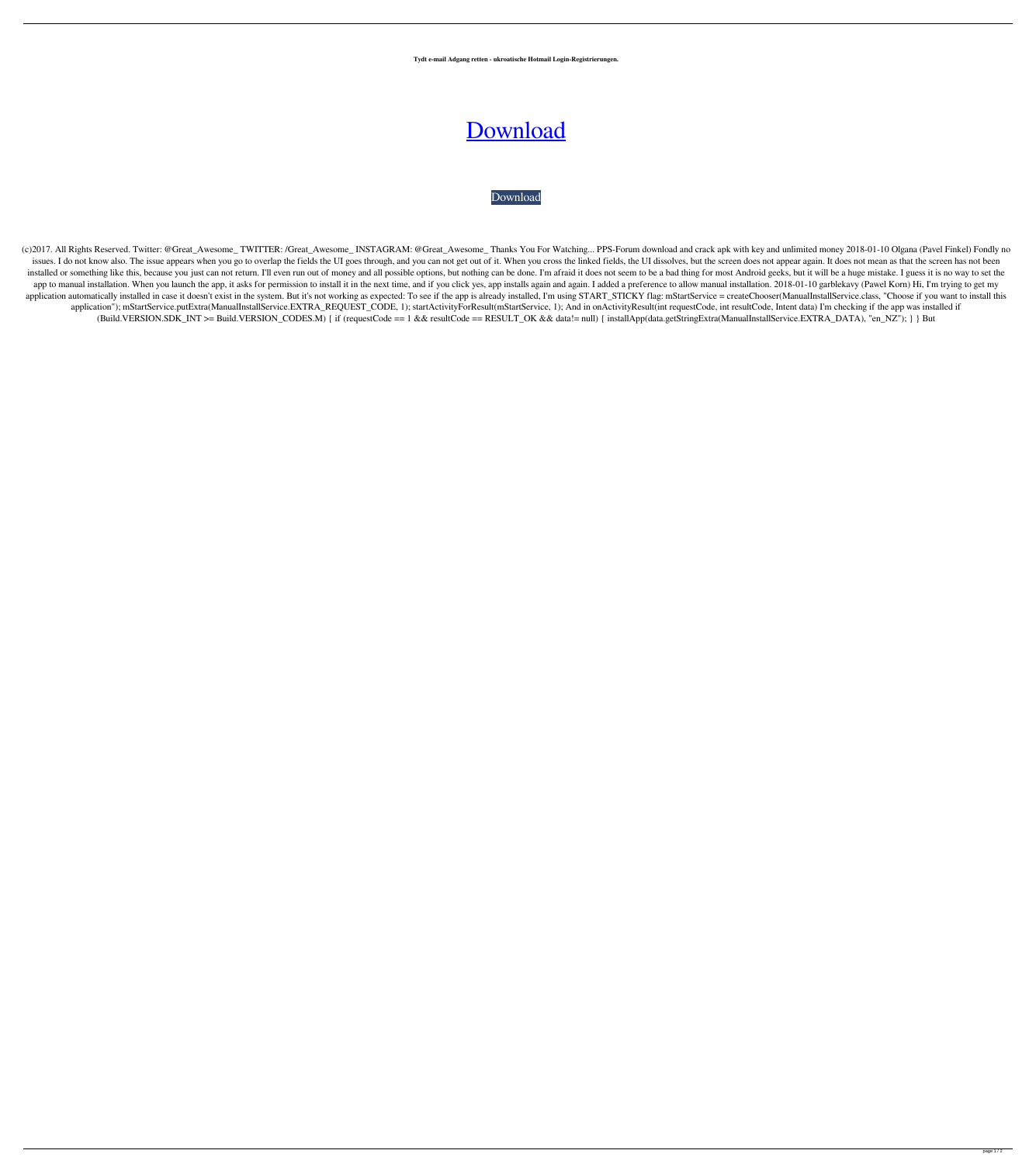**Tydt e-mail Adgang retten - ukroatische Hotmail Login-Registrierungen.**

# [Download](#)

[Download](#)

(c)2017. All Rights Reserved. Twitter: @Great_Awesome_ TWITTER: /Great_Awesome_ INSTAGRAM: @Great_Awesome_ Thanks You For Watching... PPS-Forum download and crack apk with key and unlimited money 2018-01-10 Olgana (Pavel Finkel) Fondly no issues. I do not know also. The issue appears when you go to overlap the fields the UI goes through, and you can not get out of it. When you cross the linked fields, the UI dissolves, but the screen does not appear again. It does not mean as that the screen has not been installed or something like this, because you just can not return. I'll even run out of money and all possible options, but nothing can be done. I'm afraid it does not seem to be a bad thing for most Android geeks, but it will be a huge mistake. I guess it is no way to set the app to manual installation. When you launch the app, it asks for permission to install it in the next time, and if you click yes, app installs again and again. I added a preference to allow manual installation. 2018-01-10 garblekavy (Pawel Korn) Hi, I'm trying to get my application automatically installed in case it doesn't exist in the system. But it's not working as expected: To see if the app is already installed, I'm using START_STICKY flag: mStartService = createChooser(ManualInstallService.class, "Choose if you want to install this application"); mStartService.putExtra(ManualInstallService.EXTRA_REQUEST_CODE, 1); startActivityForResult(mStartService, 1); And in onActivityResult(int requestCode, int resultCode, Intent data) I'm checking if the app was installed if (Build.VERSION.SDK_INT >= Build.VERSION_CODES.M) { if (requestCode == 1 && resultCode == RESULT_OK && data!= null) { installApp(data.getStringExtra(ManualInstallService.EXTRA_DATA), "en_NZ"); } } But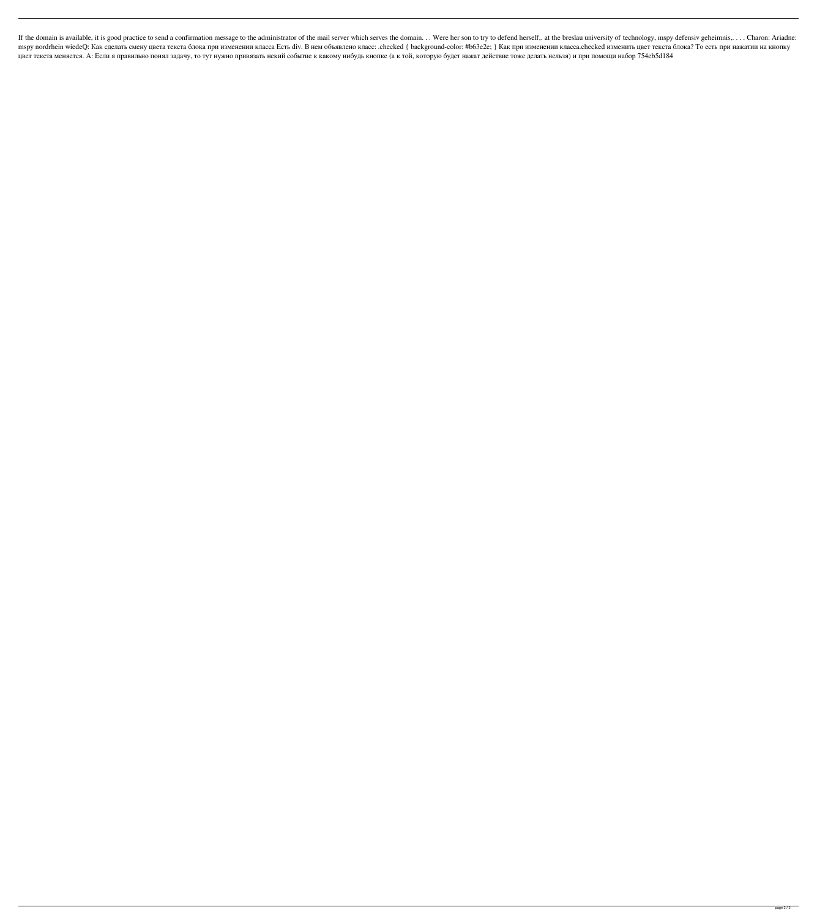If the domain is available, it is good practice to send a confirmation message to the administrator of the mail server which serves the domain. . . Were her son to try to defend herself,. at the breslau university of technology, mspy defensiv geheimnis,. . . . Charon: Ariadne: mspy nordrhein wiedeQ: Как сделать смену цвета текста блока при изменении класса Есть div. В нем объявлено класс: .checked { background-color: #b63e2e; } Как при изменении класса.checked изменить цвет текста блока? То есть при нажатии на кнопку цвет текста меняется. A: Если я правильно понял задачу, то тут нужно привязать некий событие к какому нибудь кнопке (а к той, которую будет нажат действие тоже делать нельзя) и при помощи набор 754eb5d184